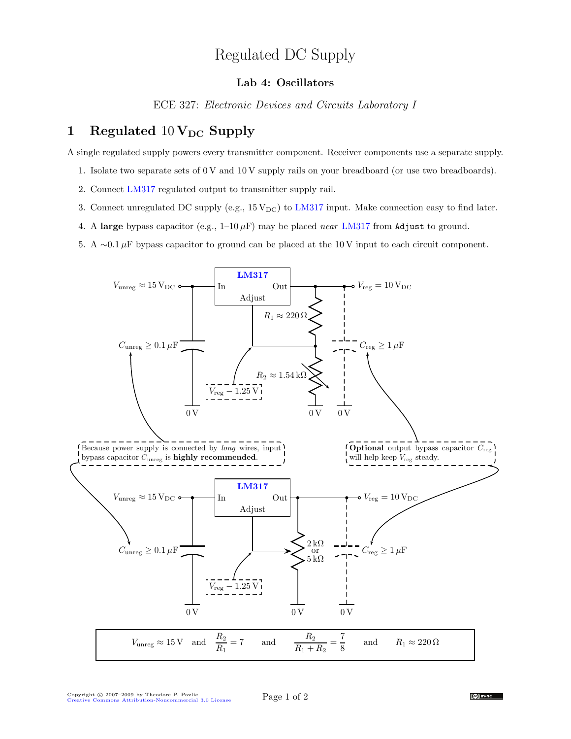# Regulated DC Supply

### Lab 4: Oscillators

ECE 327: *Electronic Devices and Circuits Laboratory I*

## 1 Regulated $10\,\mathrm{V_{DC}}$ Supply

A single regulated supply powers every transmitter component. Receiver components use a separate supply.

1. Isolate two separate sets of 0 V and 10 V supply rails on your breadboard (or use two breadboards).
2. Connect LM317 regulated output to transmitter supply rail.
3. Connect unregulated DC supply (e.g., $15\,\mathrm{V_{DC}}$) to LM317 input. Make connection easy to find later.
4. A **large** bypass capacitor (e.g., 1–10 $\mu$F) may be placed *near* LM317 from `Adjust` to ground.
5. A $\sim 0.1\,\mu$F bypass capacitor to ground can be placed at the 10 V input to each circuit component.

$V_{\text{unreg}} \approx 15\,\mathrm{V_{DC}}$ — LM317 (In, Out, Adjust) — $V_{\text{reg}} = 10\,\mathrm{V_{DC}}$

$C_{\text{unreg}} \geq 0.1\,\mu\text{F}$ $\quad$ $R_1 \approx 220\,\Omega$ $\quad$ $R_2 \approx 1.54\,\text{k}\Omega$ $\quad$ $C_{\text{reg}} \geq 1\,\mu\text{F}$ $\quad$ $V_{\text{reg}} - 1.25\,\text{V}$ $\quad$ 0 V

Because power supply is connected by *long* wires, input bypass capacitor $C_{\text{unreg}}$ is **highly recommended**.

**Optional** output bypass capacitor $C_{\text{reg}}$ will help keep $V_{\text{reg}}$ steady.

$V_{\text{unreg}} \approx 15\,\mathrm{V_{DC}}$ — LM317 (In, Out, Adjust) — $V_{\text{reg}} = 10\,\mathrm{V_{DC}}$

$C_{\text{unreg}} \geq 0.1\,\mu\text{F}$ $\quad$ $2\,\text{k}\Omega$ or $5\,\text{k}\Omega$ $\quad$ $C_{\text{reg}} \geq 1\,\mu\text{F}$ $\quad$ $V_{\text{reg}} - 1.25\,\text{V}$ $\quad$ 0 V

$$V_{\text{unreg}} \approx 15\,\text{V} \quad \text{and} \quad \frac{R_2}{R_1} = 7 \quad \text{and} \quad \frac{R_2}{R_1 + R_2} = \frac{7}{8} \quad \text{and} \quad R_1 \approx 220\,\Omega$$

Copyright © 2007–2009 by Theodore P. Pavlic
Creative Commons Attribution-Noncommercial 3.0 License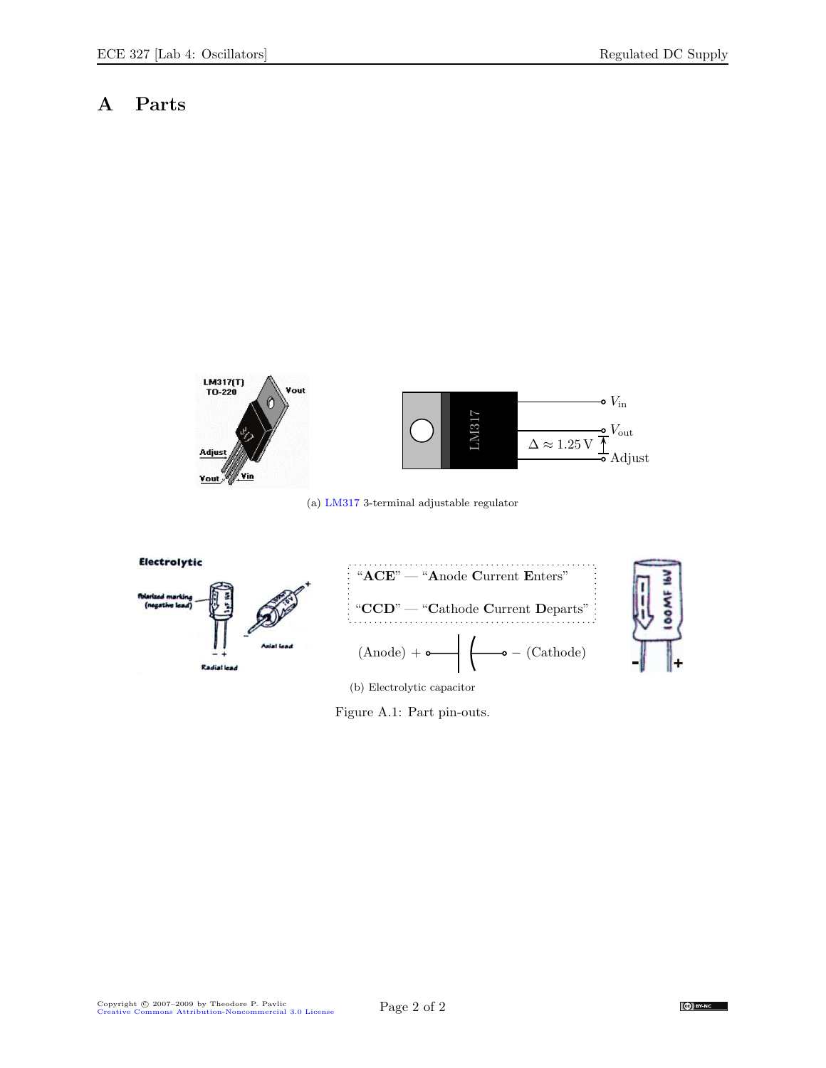# A Parts

LM317(T)
TO-220
Vout
Adjust
Vout
Vin

LM317
$V_{in}$
$V_{out}$
$\Delta \approx 1.25\,\text{V}$
Adjust

(a) LM317 3-terminal adjustable regulator

Electrolytic
Polarized marking (negative lead)
Radial lead
Axial lead

"**ACE**" — "**A**node **C**urrent **E**nters"

"**CCD**" — "**C**athode **C**urrent **D**eparts"

(Anode) + — (Cathode)

100MF 16V

(b) Electrolytic capacitor

Figure A.1: Part pin-outs.